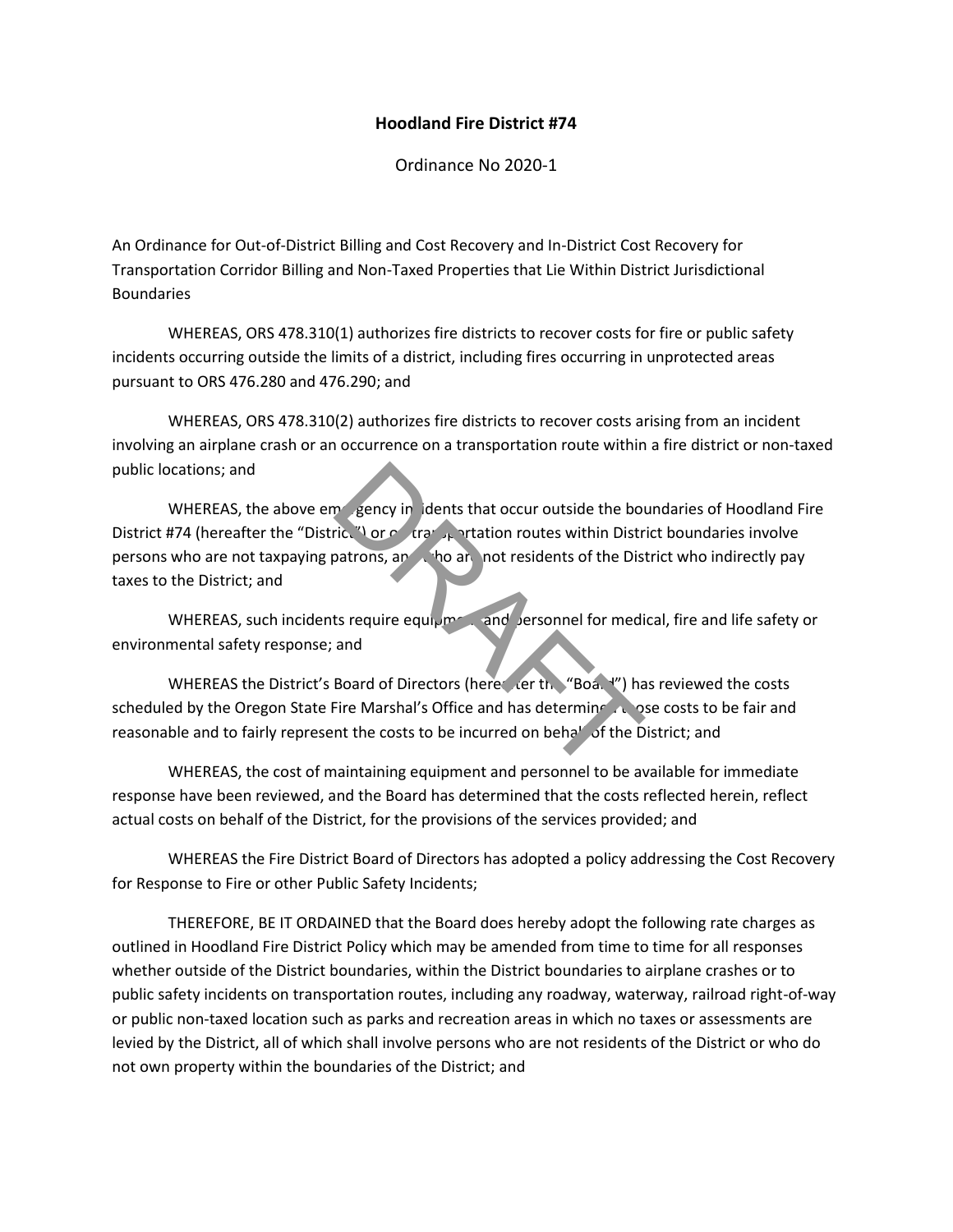**Hoodland Fire District #74**

Ordinance No 2020-1

An Ordinance for Out-of-District Billing and Cost Recovery and In-District Cost Recovery for Transportation Corridor Billing and Non-Taxed Properties that Lie Within District Jurisdictional Boundaries

WHEREAS, ORS 478.310(1) authorizes fire districts to recover costs for fire or public safety incidents occurring outside the limits of a district, including fires occurring in unprotected areas pursuant to ORS 476.280 and 476.290; and

WHEREAS, ORS 478.310(2) authorizes fire districts to recover costs arising from an incident involving an airplane crash or an occurrence on a transportation route within a fire district or non-taxed public locations; and

WHEREAS, the above emergency incidents that occur outside the boundaries of Hoodland Fire District #74 (hereafter the "District") or on transportation routes within District boundaries involve persons who are not taxpaying patrons, and who are not residents of the District who indirectly pay taxes to the District; and

WHEREAS, such incidents require equipment and personnel for medical, fire and life safety or environmental safety response; and

WHEREAS the District's Board of Directors (hereafter the "Board") has reviewed the costs scheduled by the Oregon State Fire Marshal's Office and has determined those costs to be fair and reasonable and to fairly represent the costs to be incurred on behalf of the District; and

WHEREAS, the cost of maintaining equipment and personnel to be available for immediate response have been reviewed, and the Board has determined that the costs reflected herein, reflect actual costs on behalf of the District, for the provisions of the services provided; and

WHEREAS the Fire District Board of Directors has adopted a policy addressing the Cost Recovery for Response to Fire or other Public Safety Incidents;

THEREFORE, BE IT ORDAINED that the Board does hereby adopt the following rate charges as outlined in Hoodland Fire District Policy which may be amended from time to time for all responses whether outside of the District boundaries, within the District boundaries to airplane crashes or to public safety incidents on transportation routes, including any roadway, waterway, railroad right-of-way or public non-taxed location such as parks and recreation areas in which no taxes or assessments are levied by the District, all of which shall involve persons who are not residents of the District or who do not own property within the boundaries of the District; and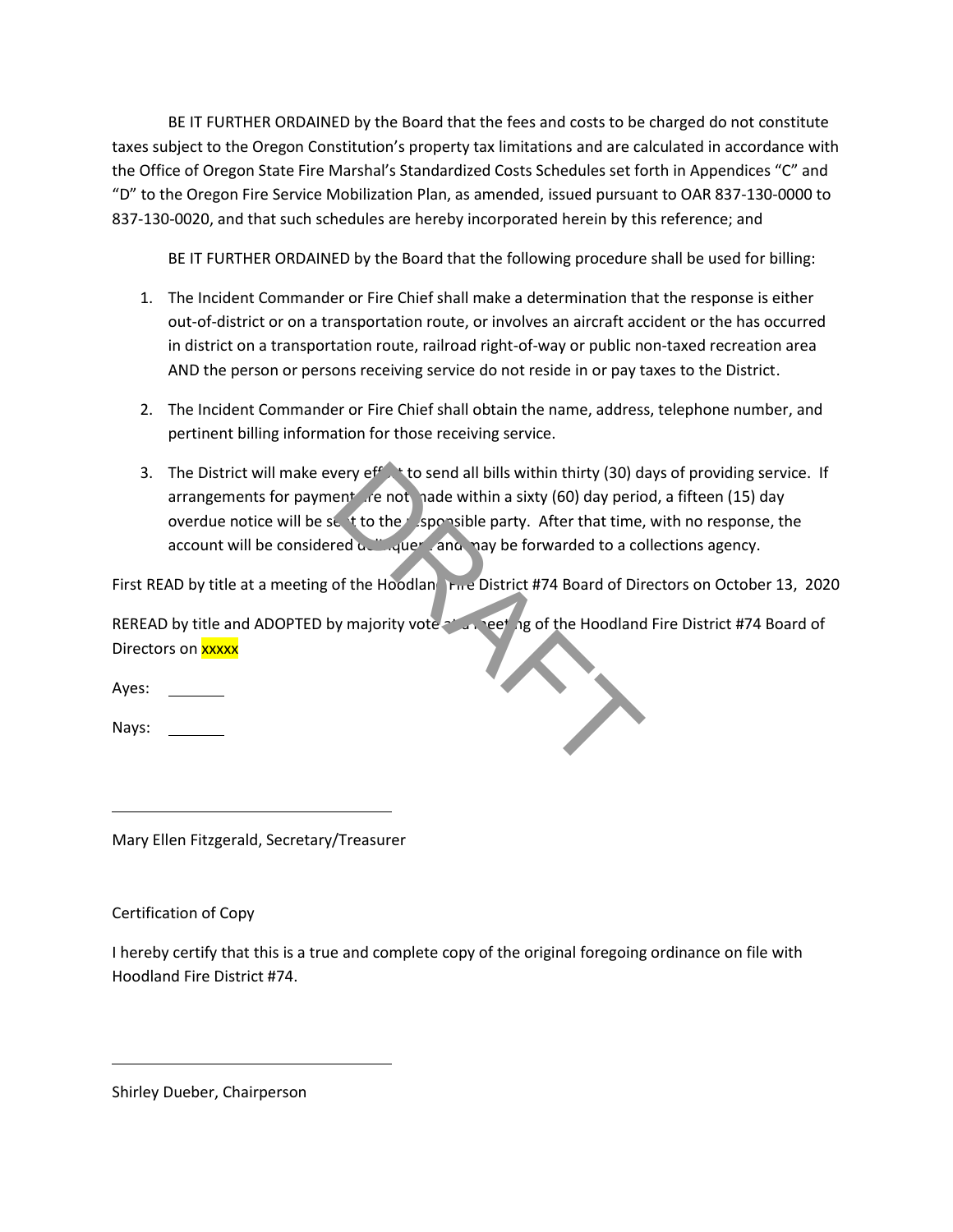BE IT FURTHER ORDAINED by the Board that the fees and costs to be charged do not constitute taxes subject to the Oregon Constitution's property tax limitations and are calculated in accordance with the Office of Oregon State Fire Marshal's Standardized Costs Schedules set forth in Appendices "C" and "D" to the Oregon Fire Service Mobilization Plan, as amended, issued pursuant to OAR 837-130-0000 to 837-130-0020, and that such schedules are hereby incorporated herein by this reference; and

BE IT FURTHER ORDAINED by the Board that the following procedure shall be used for billing:

1. The Incident Commander or Fire Chief shall make a determination that the response is either out-of-district or on a transportation route, or involves an aircraft accident or the has occurred in district on a transportation route, railroad right-of-way or public non-taxed recreation area AND the person or persons receiving service do not reside in or pay taxes to the District.

2. The Incident Commander or Fire Chief shall obtain the name, address, telephone number, and pertinent billing information for those receiving service.

3. The District will make every effort to send all bills within thirty (30) days of providing service. If arrangements for payment are not made within a sixty (60) day period, a fifteen (15) day overdue notice will be sent to the responsible party. After that time, with no response, the account will be considered delinquent and may be forwarded to a collections agency.

First READ by title at a meeting of the Hoodland Fire District #74 Board of Directors on October 13, 2020

REREAD by title and ADOPTED by majority vote at a meeting of the Hoodland Fire District #74 Board of Directors on xxxxx

Ayes: _______

Nays: _______

_________________________________

Mary Ellen Fitzgerald, Secretary/Treasurer

Certification of Copy

I hereby certify that this is a true and complete copy of the original foregoing ordinance on file with Hoodland Fire District #74.

_________________________________

Shirley Dueber, Chairperson

DRAFT